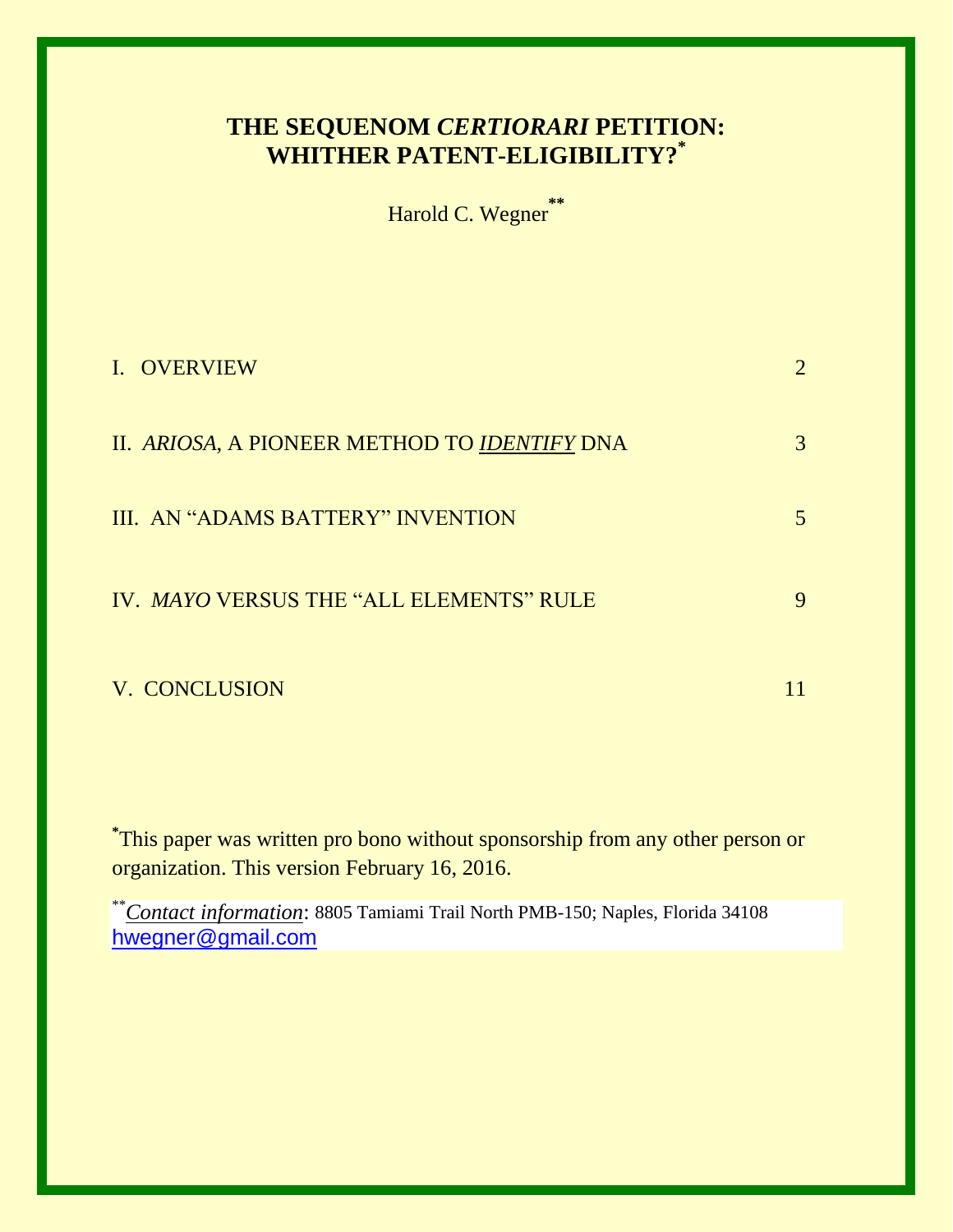# THE SEQUENOM *CERTIORARI* PETITION: WHITHER PATENT-ELIGIBILITY?*

Harold C. Wegner**

| | |
|---|---|
| I. OVERVIEW | 2 |
| II. *ARIOSA*, A PIONEER METHOD TO ***IDENTIFY*** DNA | 3 |
| III. AN "ADAMS BATTERY" INVENTION | 5 |
| IV. *MAYO* VERSUS THE "ALL ELEMENTS" RULE | 9 |
| V. CONCLUSION | 11 |

*This paper was written pro bono without sponsorship from any other person or organization. This version February 16, 2016.

***Contact information*: 8805 Tamiami Trail North PMB-150; Naples, Florida 34108 hwegner@gmail.com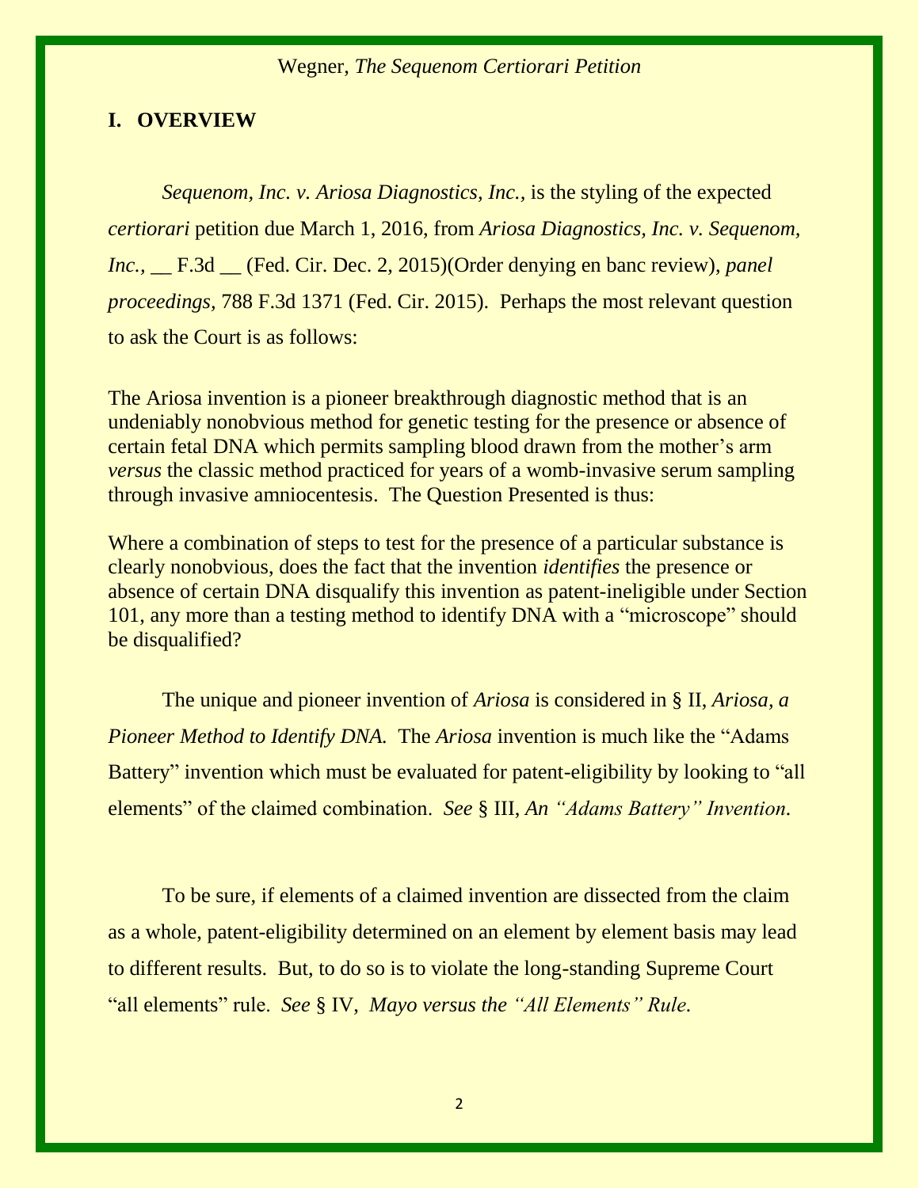## I. OVERVIEW

*Sequenom, Inc. v. Ariosa Diagnostics, Inc.,* is the styling of the expected *certiorari* petition due March 1, 2016, from *Ariosa Diagnostics, Inc. v. Sequenom, Inc.,* __ F.3d __ (Fed. Cir. Dec. 2, 2015)(Order denying en banc review), *panel proceedings*, 788 F.3d 1371 (Fed. Cir. 2015). Perhaps the most relevant question to ask the Court is as follows:

The Ariosa invention is a pioneer breakthrough diagnostic method that is an undeniably nonobvious method for genetic testing for the presence or absence of certain fetal DNA which permits sampling blood drawn from the mother's arm *versus* the classic method practiced for years of a womb-invasive serum sampling through invasive amniocentesis. The Question Presented is thus:

Where a combination of steps to test for the presence of a particular substance is clearly nonobvious, does the fact that the invention *identifies* the presence or absence of certain DNA disqualify this invention as patent-ineligible under Section 101, any more than a testing method to identify DNA with a "microscope" should be disqualified?

The unique and pioneer invention of *Ariosa* is considered in § II, *Ariosa, a Pioneer Method to Identify DNA.* The *Ariosa* invention is much like the "Adams Battery" invention which must be evaluated for patent-eligibility by looking to "all elements" of the claimed combination. *See* § III, *An "Adams Battery" Invention.*

To be sure, if elements of a claimed invention are dissected from the claim as a whole, patent-eligibility determined on an element by element basis may lead to different results. But, to do so is to violate the long-standing Supreme Court "all elements" rule. *See* § IV, *Mayo versus the "All Elements" Rule.*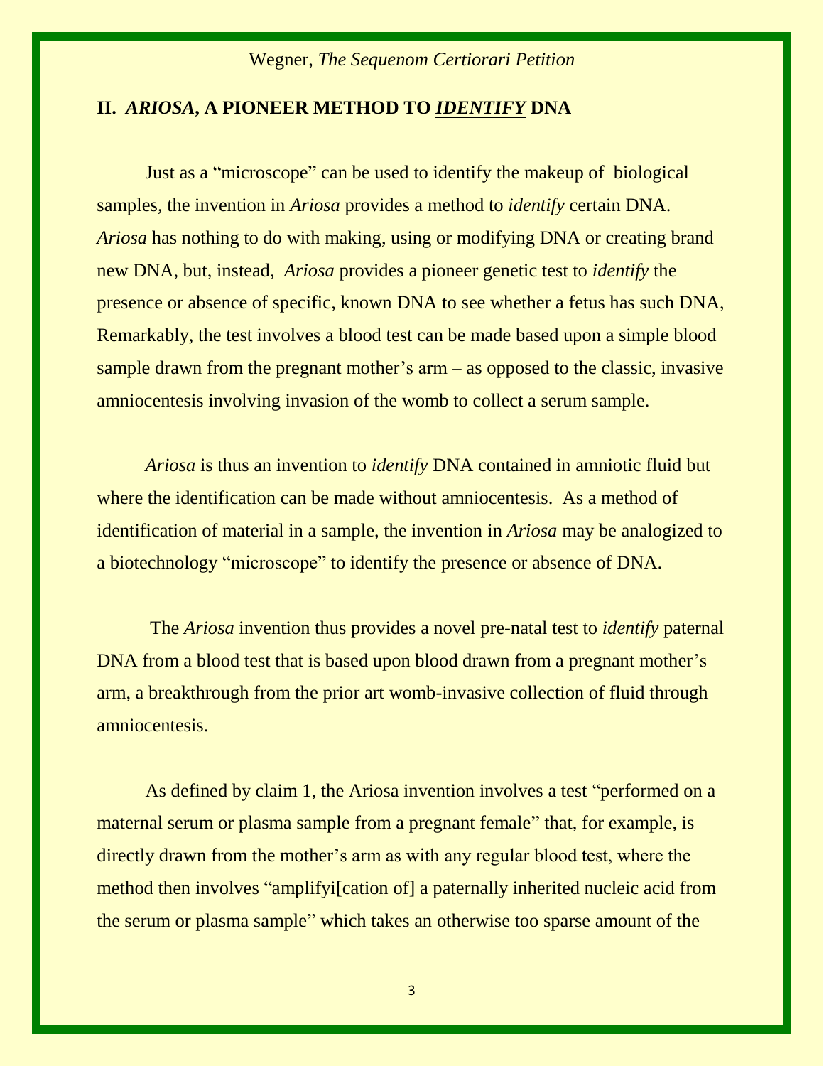## II. *ARIOSA*, A PIONEER METHOD TO ***IDENTIFY*** DNA

Just as a "microscope" can be used to identify the makeup of biological samples, the invention in *Ariosa* provides a method to *identify* certain DNA. *Ariosa* has nothing to do with making, using or modifying DNA or creating brand new DNA, but, instead, *Ariosa* provides a pioneer genetic test to *identify* the presence or absence of specific, known DNA to see whether a fetus has such DNA, Remarkably, the test involves a blood test can be made based upon a simple blood sample drawn from the pregnant mother's arm – as opposed to the classic, invasive amniocentesis involving invasion of the womb to collect a serum sample.

*Ariosa* is thus an invention to *identify* DNA contained in amniotic fluid but where the identification can be made without amniocentesis. As a method of identification of material in a sample, the invention in *Ariosa* may be analogized to a biotechnology "microscope" to identify the presence or absence of DNA.

The *Ariosa* invention thus provides a novel pre-natal test to *identify* paternal DNA from a blood test that is based upon blood drawn from a pregnant mother's arm, a breakthrough from the prior art womb-invasive collection of fluid through amniocentesis.

As defined by claim 1, the Ariosa invention involves a test "performed on a maternal serum or plasma sample from a pregnant female" that, for example, is directly drawn from the mother's arm as with any regular blood test, where the method then involves "amplifyi[cation of] a paternally inherited nucleic acid from the serum or plasma sample" which takes an otherwise too sparse amount of the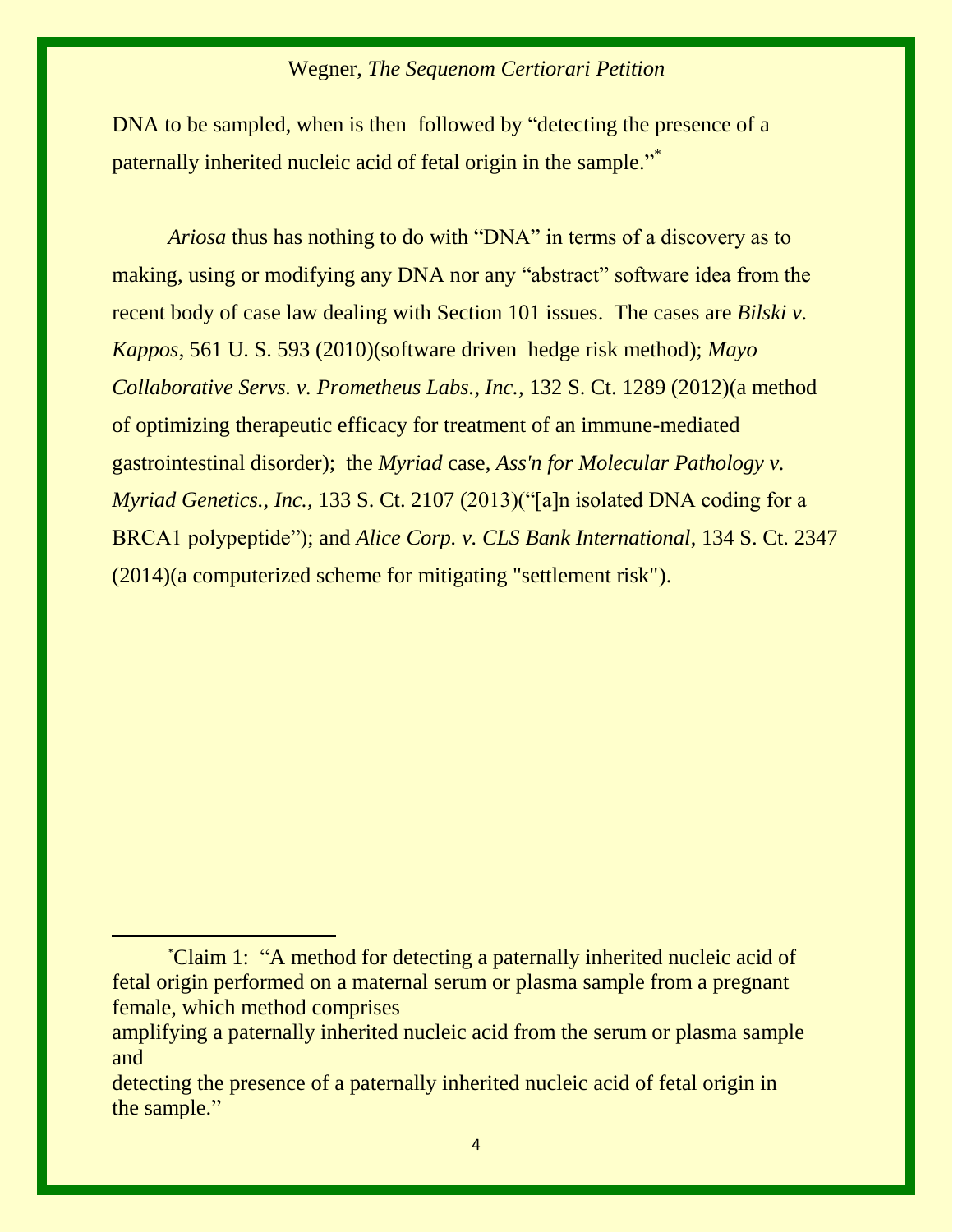DNA to be sampled, when is then followed by "detecting the presence of a paternally inherited nucleic acid of fetal origin in the sample."*

*Ariosa* thus has nothing to do with "DNA" in terms of a discovery as to making, using or modifying any DNA nor any "abstract" software idea from the recent body of case law dealing with Section 101 issues. The cases are *Bilski v. Kappos*, 561 U. S. 593 (2010)(software driven hedge risk method); *Mayo Collaborative Servs. v. Prometheus Labs., Inc.*, 132 S. Ct. 1289 (2012)(a method of optimizing therapeutic efficacy for treatment of an immune-mediated gastrointestinal disorder); the *Myriad* case, *Ass'n for Molecular Pathology v. Myriad Genetics., Inc.*, 133 S. Ct. 2107 (2013)("[a]n isolated DNA coding for a BRCA1 polypeptide"); and *Alice Corp. v. CLS Bank International*, 134 S. Ct. 2347 (2014)(a computerized scheme for mitigating "settlement risk").

---

*Claim 1: "A method for detecting a paternally inherited nucleic acid of fetal origin performed on a maternal serum or plasma sample from a pregnant female, which method comprises
amplifying a paternally inherited nucleic acid from the serum or plasma sample and
detecting the presence of a paternally inherited nucleic acid of fetal origin in the sample."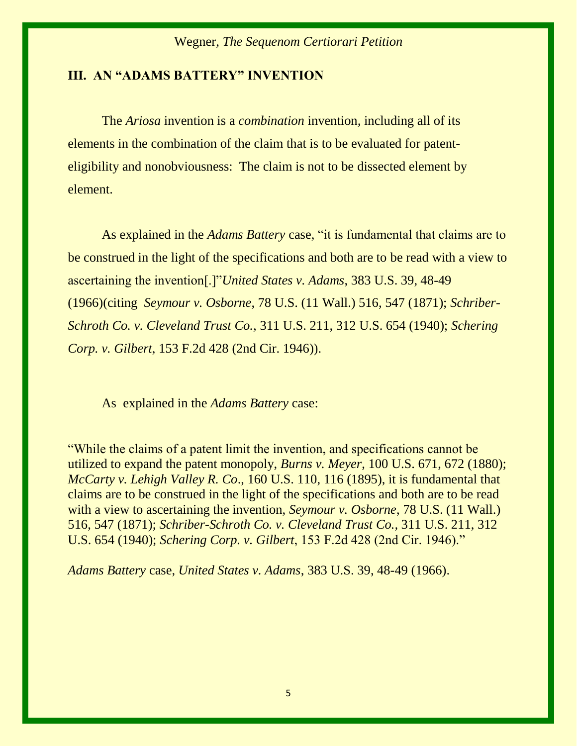## III. AN "ADAMS BATTERY" INVENTION

The *Ariosa* invention is a *combination* invention, including all of its elements in the combination of the claim that is to be evaluated for patent-eligibility and nonobviousness: The claim is not to be dissected element by element.

As explained in the *Adams Battery* case, "it is fundamental that claims are to be construed in the light of the specifications and both are to be read with a view to ascertaining the invention[.]"*United States v. Adams*, 383 U.S. 39, 48-49 (1966)(citing *Seymour v. Osborne*, 78 U.S. (11 Wall.) 516, 547 (1871); *Schriber-Schroth Co. v. Cleveland Trust Co.,* 311 U.S. 211, 312 U.S. 654 (1940); *Schering Corp. v. Gilbert*, 153 F.2d 428 (2nd Cir. 1946)).

As explained in the *Adams Battery* case:

"While the claims of a patent limit the invention, and specifications cannot be utilized to expand the patent monopoly, *Burns v. Meyer*, 100 U.S. 671, 672 (1880); *McCarty v. Lehigh Valley R. Co*., 160 U.S. 110, 116 (1895), it is fundamental that claims are to be construed in the light of the specifications and both are to be read with a view to ascertaining the invention, *Seymour v. Osborne*, 78 U.S. (11 Wall.) 516, 547 (1871); *Schriber-Schroth Co. v. Cleveland Trust Co.,* 311 U.S. 211, 312 U.S. 654 (1940); *Schering Corp. v. Gilbert*, 153 F.2d 428 (2nd Cir. 1946)."

*Adams Battery* case, *United States v. Adams*, 383 U.S. 39, 48-49 (1966).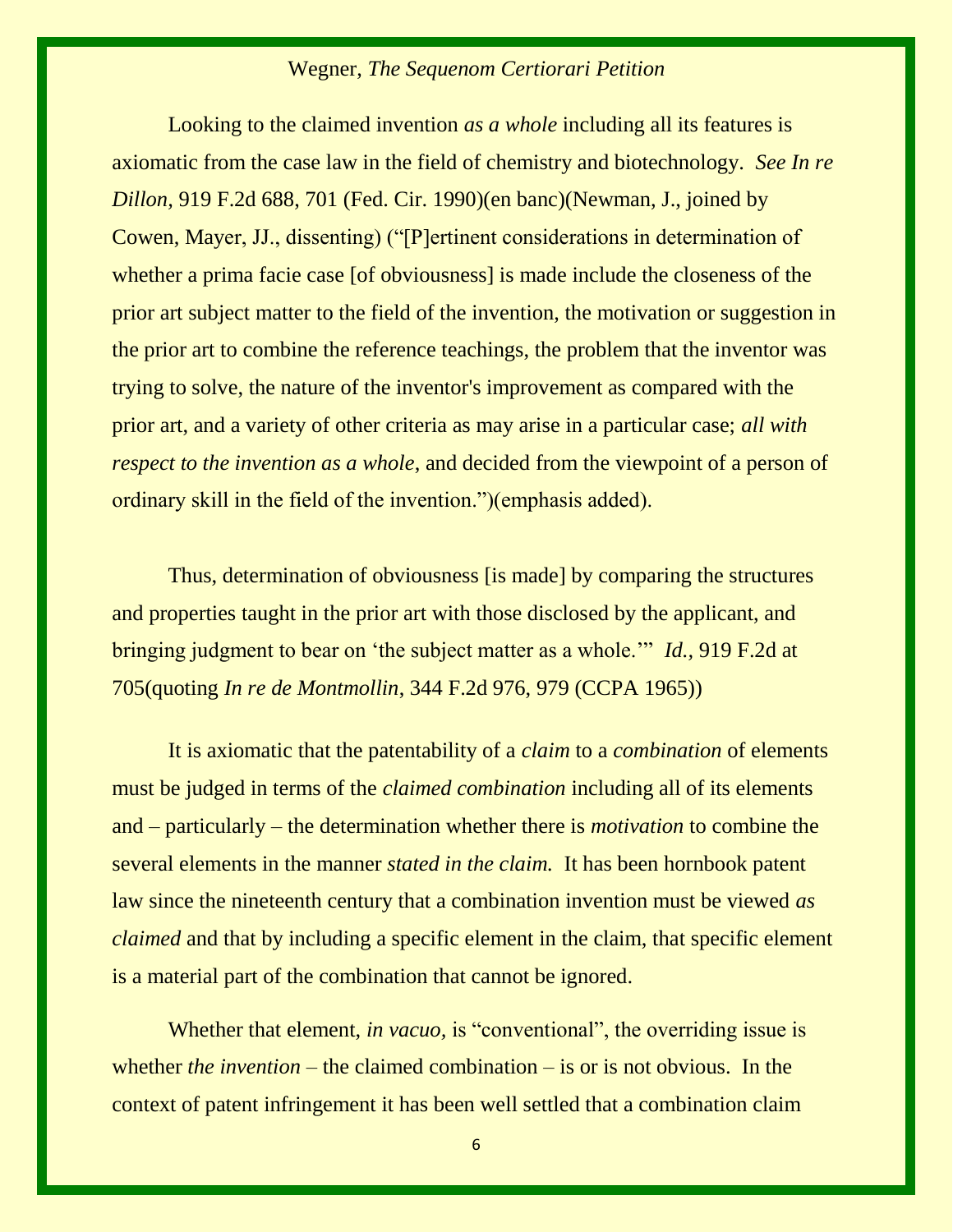Looking to the claimed invention *as a whole* including all its features is axiomatic from the case law in the field of chemistry and biotechnology. *See In re Dillon,* 919 F.2d 688, 701 (Fed. Cir. 1990)(en banc)(Newman, J., joined by Cowen, Mayer, JJ., dissenting) ("[P]ertinent considerations in determination of whether a prima facie case [of obviousness] is made include the closeness of the prior art subject matter to the field of the invention, the motivation or suggestion in the prior art to combine the reference teachings, the problem that the inventor was trying to solve, the nature of the inventor's improvement as compared with the prior art, and a variety of other criteria as may arise in a particular case; *all with respect to the invention as a whole,* and decided from the viewpoint of a person of ordinary skill in the field of the invention.")(emphasis added).

Thus, determination of obviousness [is made] by comparing the structures and properties taught in the prior art with those disclosed by the applicant, and bringing judgment to bear on 'the subject matter as a whole.'" *Id.,* 919 F.2d at 705(quoting *In re de Montmollin*, 344 F.2d 976, 979 (CCPA 1965))

It is axiomatic that the patentability of a *claim* to a *combination* of elements must be judged in terms of the *claimed combination* including all of its elements and – particularly – the determination whether there is *motivation* to combine the several elements in the manner *stated in the claim.* It has been hornbook patent law since the nineteenth century that a combination invention must be viewed *as claimed* and that by including a specific element in the claim, that specific element is a material part of the combination that cannot be ignored.

Whether that element, *in vacuo,* is "conventional", the overriding issue is whether *the invention* – the claimed combination – is or is not obvious. In the context of patent infringement it has been well settled that a combination claim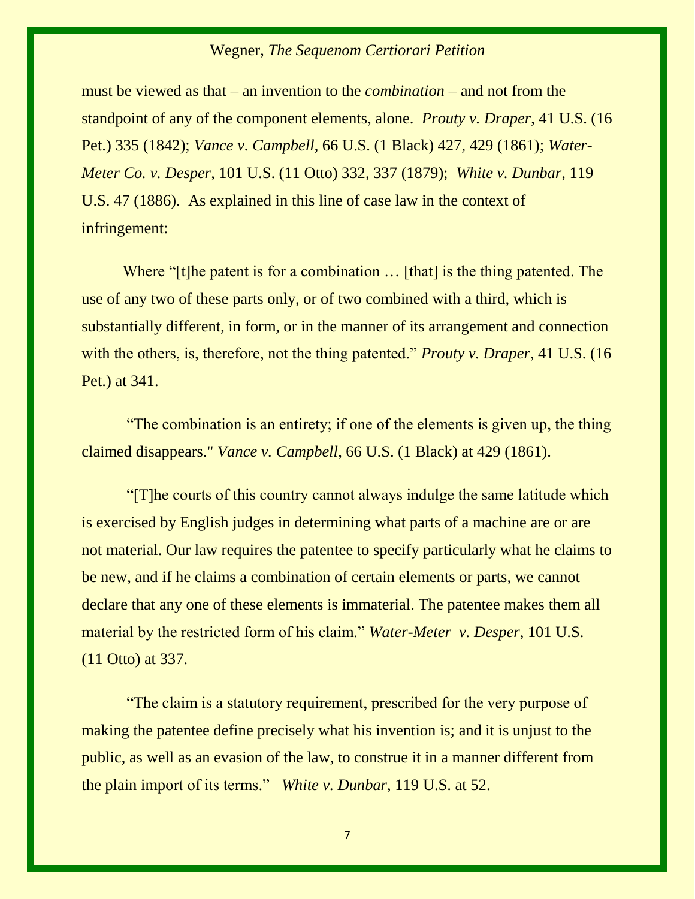must be viewed as that – an invention to the *combination* – and not from the standpoint of any of the component elements, alone. *Prouty v. Draper*, 41 U.S. (16 Pet.) 335 (1842); *Vance v. Campbell*, 66 U.S. (1 Black) 427, 429 (1861); *Water-Meter Co. v. Desper*, 101 U.S. (11 Otto) 332, 337 (1879); *White v. Dunbar*, 119 U.S. 47 (1886). As explained in this line of case law in the context of infringement:

Where "[t]he patent is for a combination … [that] is the thing patented. The use of any two of these parts only, or of two combined with a third, which is substantially different, in form, or in the manner of its arrangement and connection with the others, is, therefore, not the thing patented." *Prouty v. Draper*, 41 U.S. (16 Pet.) at 341.

"The combination is an entirety; if one of the elements is given up, the thing claimed disappears." *Vance v. Campbell*, 66 U.S. (1 Black) at 429 (1861).

"[T]he courts of this country cannot always indulge the same latitude which is exercised by English judges in determining what parts of a machine are or are not material. Our law requires the patentee to specify particularly what he claims to be new, and if he claims a combination of certain elements or parts, we cannot declare that any one of these elements is immaterial. The patentee makes them all material by the restricted form of his claim." *Water-Meter v. Desper*, 101 U.S. (11 Otto) at 337.

"The claim is a statutory requirement, prescribed for the very purpose of making the patentee define precisely what his invention is; and it is unjust to the public, as well as an evasion of the law, to construe it in a manner different from the plain import of its terms." *White v. Dunbar*, 119 U.S. at 52.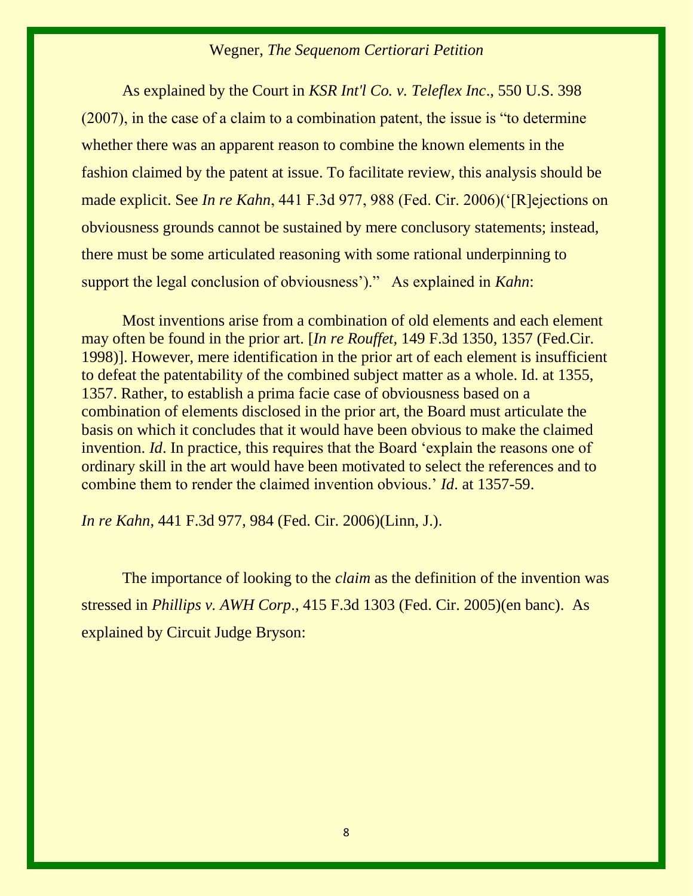As explained by the Court in ***KSR Int'l Co. v. Teleflex Inc***., 550 U.S. 398 (2007), in the case of a claim to a combination patent, the issue is "to determine whether there was an apparent reason to combine the known elements in the fashion claimed by the patent at issue. To facilitate review, this analysis should be made explicit. See *In re Kahn*, 441 F.3d 977, 988 (Fed. Cir. 2006)('[R]ejections on obviousness grounds cannot be sustained by mere conclusory statements; instead, there must be some articulated reasoning with some rational underpinning to support the legal conclusion of obviousness')." As explained in *Kahn*:

> Most inventions arise from a combination of old elements and each element may often be found in the prior art. [*In re Rouffet,* 149 F.3d 1350, 1357 (Fed.Cir. 1998)]. However, mere identification in the prior art of each element is insufficient to defeat the patentability of the combined subject matter as a whole. Id. at 1355, 1357. Rather, to establish a prima facie case of obviousness based on a combination of elements disclosed in the prior art, the Board must articulate the basis on which it concludes that it would have been obvious to make the claimed invention. *Id*. In practice, this requires that the Board 'explain the reasons one of ordinary skill in the art would have been motivated to select the references and to combine them to render the claimed invention obvious.' *Id*. at 1357-59.

*In re Kahn*, 441 F.3d 977, 984 (Fed. Cir. 2006)(Linn, J.).

The importance of looking to the *claim* as the definition of the invention was stressed in *Phillips v. AWH Corp*., 415 F.3d 1303 (Fed. Cir. 2005)(en banc). As explained by Circuit Judge Bryson: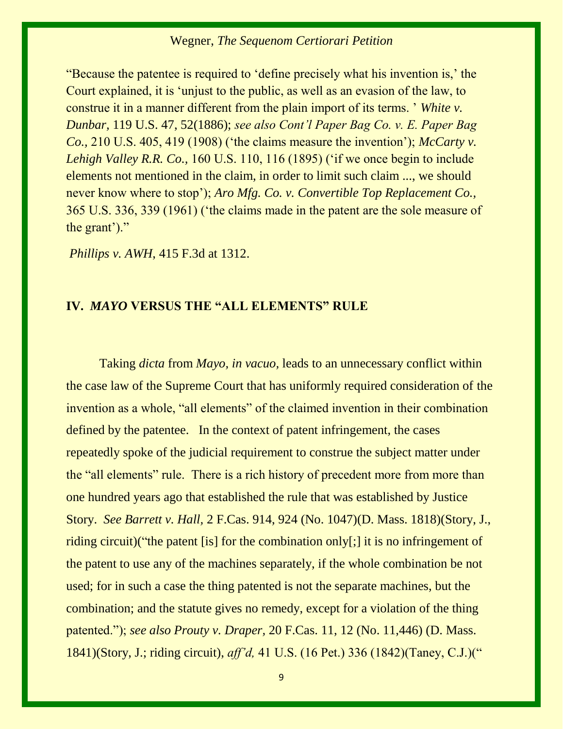"Because the patentee is required to 'define precisely what his invention is,' the Court explained, it is 'unjust to the public, as well as an evasion of the law, to construe it in a manner different from the plain import of its terms. ' *White v. Dunbar*, 119 U.S. 47, 52(1886); *see also Cont'l Paper Bag Co. v. E. Paper Bag Co.*, 210 U.S. 405, 419 (1908) ('the claims measure the invention'); *McCarty v. Lehigh Valley R.R. Co.*, 160 U.S. 110, 116 (1895) ('if we once begin to include elements not mentioned in the claim, in order to limit such claim ..., we should never know where to stop'); *Aro Mfg. Co. v. Convertible Top Replacement Co.*, 365 U.S. 336, 339 (1961) ('the claims made in the patent are the sole measure of the grant')."

*Phillips v. AWH*, 415 F.3d at 1312.

## IV. *MAYO* VERSUS THE "ALL ELEMENTS" RULE

Taking *dicta* from *Mayo, in vacuo,* leads to an unnecessary conflict within the case law of the Supreme Court that has uniformly required consideration of the invention as a whole, "all elements" of the claimed invention in their combination defined by the patentee. In the context of patent infringement, the cases repeatedly spoke of the judicial requirement to construe the subject matter under the "all elements" rule. There is a rich history of precedent more from more than one hundred years ago that established the rule that was established by Justice Story. *See Barrett v. Hall,* 2 F.Cas. 914, 924 (No. 1047)(D. Mass. 1818)(Story, J., riding circuit)("the patent [is] for the combination only[;] it is no infringement of the patent to use any of the machines separately, if the whole combination be not used; for in such a case the thing patented is not the separate machines, but the combination; and the statute gives no remedy, except for a violation of the thing patented."); *see also Prouty v. Draper,* 20 F.Cas. 11, 12 (No. 11,446) (D. Mass. 1841)(Story, J.; riding circuit), *aff'd,* 41 U.S. (16 Pet.) 336 (1842)(Taney, C.J.)("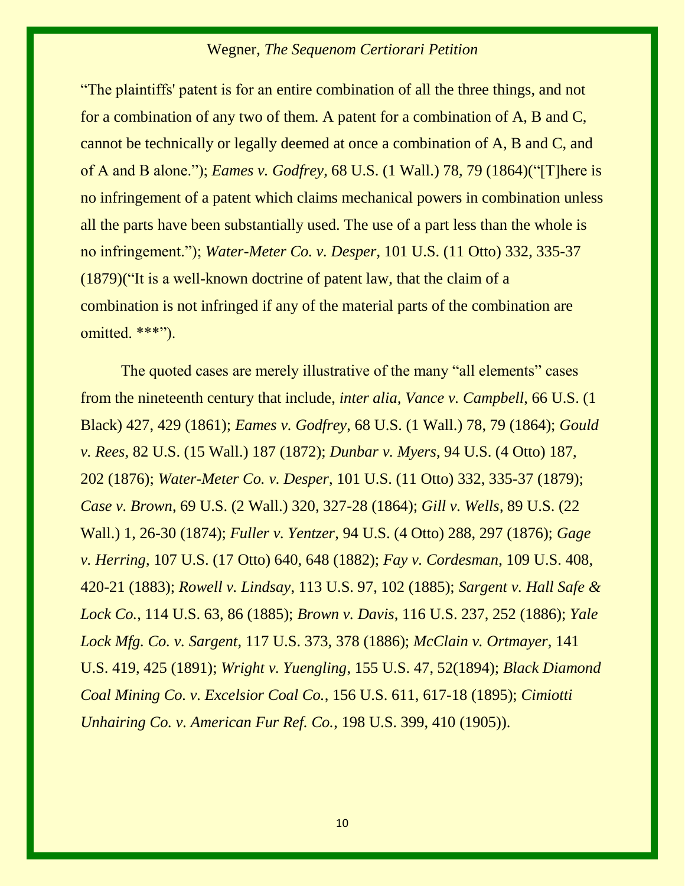"The plaintiffs' patent is for an entire combination of all the three things, and not for a combination of any two of them. A patent for a combination of A, B and C, cannot be technically or legally deemed at once a combination of A, B and C, and of A and B alone."); *Eames v. Godfrey*, 68 U.S. (1 Wall.) 78, 79 (1864)("[T]here is no infringement of a patent which claims mechanical powers in combination unless all the parts have been substantially used. The use of a part less than the whole is no infringement."); *Water-Meter Co. v. Desper*, 101 U.S. (11 Otto) 332, 335-37 (1879)("It is a well-known doctrine of patent law, that the claim of a combination is not infringed if any of the material parts of the combination are omitted. ***").

The quoted cases are merely illustrative of the many "all elements" cases from the nineteenth century that include, *inter alia, Vance v. Campbell*, 66 U.S. (1 Black) 427, 429 (1861); *Eames v. Godfrey*, 68 U.S. (1 Wall.) 78, 79 (1864); *Gould v. Rees*, 82 U.S. (15 Wall.) 187 (1872); *Dunbar v. Myers*, 94 U.S. (4 Otto) 187, 202 (1876); *Water-Meter Co. v. Desper*, 101 U.S. (11 Otto) 332, 335-37 (1879); *Case v. Brown*, 69 U.S. (2 Wall.) 320, 327-28 (1864); *Gill v. Wells*, 89 U.S. (22 Wall.) 1, 26-30 (1874); *Fuller v. Yentzer*, 94 U.S. (4 Otto) 288, 297 (1876); *Gage v. Herring*, 107 U.S. (17 Otto) 640, 648 (1882); *Fay v. Cordesman*, 109 U.S. 408, 420-21 (1883); *Rowell v. Lindsay*, 113 U.S. 97, 102 (1885); *Sargent v. Hall Safe & Lock Co.*, 114 U.S. 63, 86 (1885); *Brown v. Davis*, 116 U.S. 237, 252 (1886); *Yale Lock Mfg. Co. v. Sargent*, 117 U.S. 373, 378 (1886); *McClain v. Ortmayer*, 141 U.S. 419, 425 (1891); *Wright v. Yuengling*, 155 U.S. 47, 52(1894); *Black Diamond Coal Mining Co. v. Excelsior Coal Co.*, 156 U.S. 611, 617-18 (1895); *Cimiotti Unhairing Co. v. American Fur Ref. Co.*, 198 U.S. 399, 410 (1905)).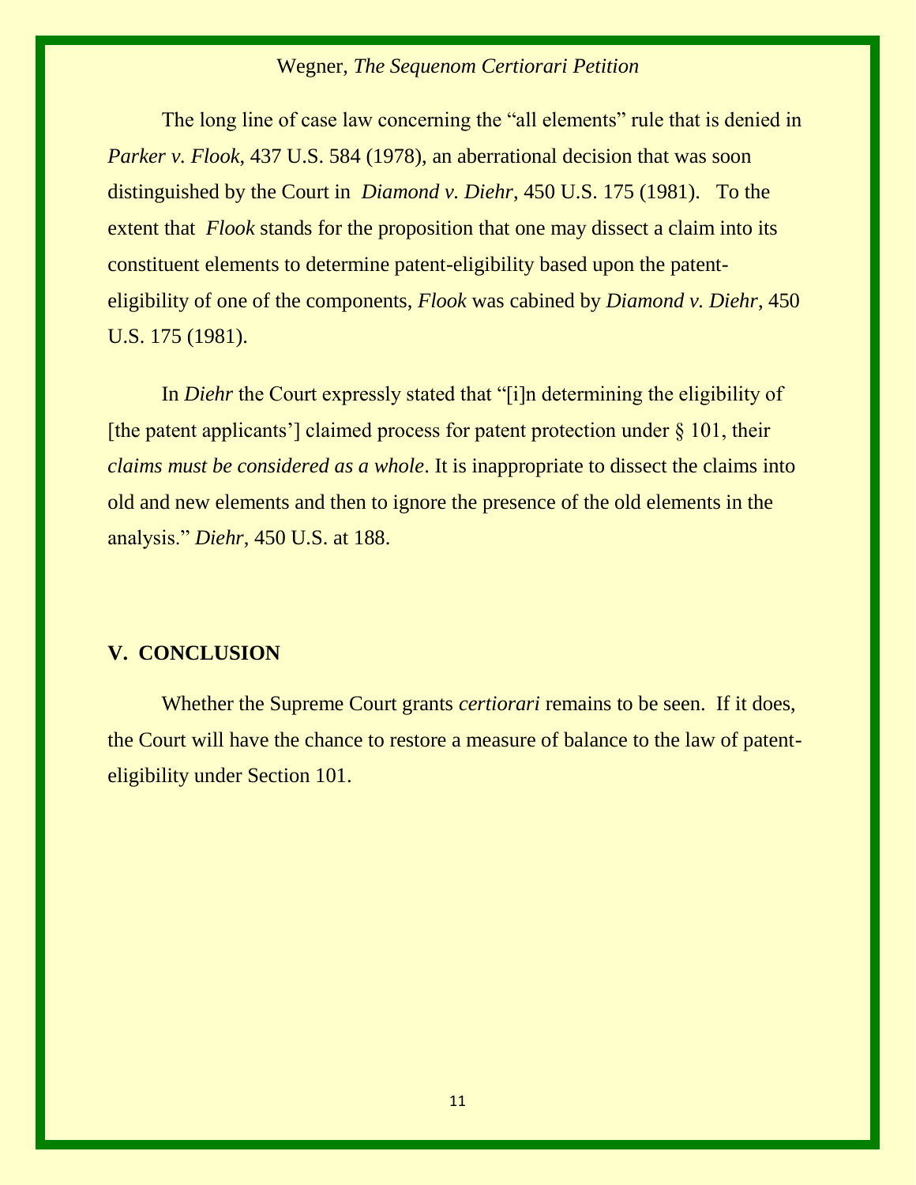The long line of case law concerning the "all elements" rule that is denied in *Parker v. Flook*, 437 U.S. 584 (1978), an aberrational decision that was soon distinguished by the Court in *Diamond v. Diehr*, 450 U.S. 175 (1981). To the extent that *Flook* stands for the proposition that one may dissect a claim into its constituent elements to determine patent-eligibility based upon the patent-eligibility of one of the components, *Flook* was cabined by *Diamond v. Diehr*, 450 U.S. 175 (1981).

In *Diehr* the Court expressly stated that "[i]n determining the eligibility of [the patent applicants'] claimed process for patent protection under § 101, their *claims must be considered as a whole*. It is inappropriate to dissect the claims into old and new elements and then to ignore the presence of the old elements in the analysis." *Diehr*, 450 U.S. at 188.

## V. CONCLUSION

Whether the Supreme Court grants *certiorari* remains to be seen. If it does, the Court will have the chance to restore a measure of balance to the law of patent-eligibility under Section 101.